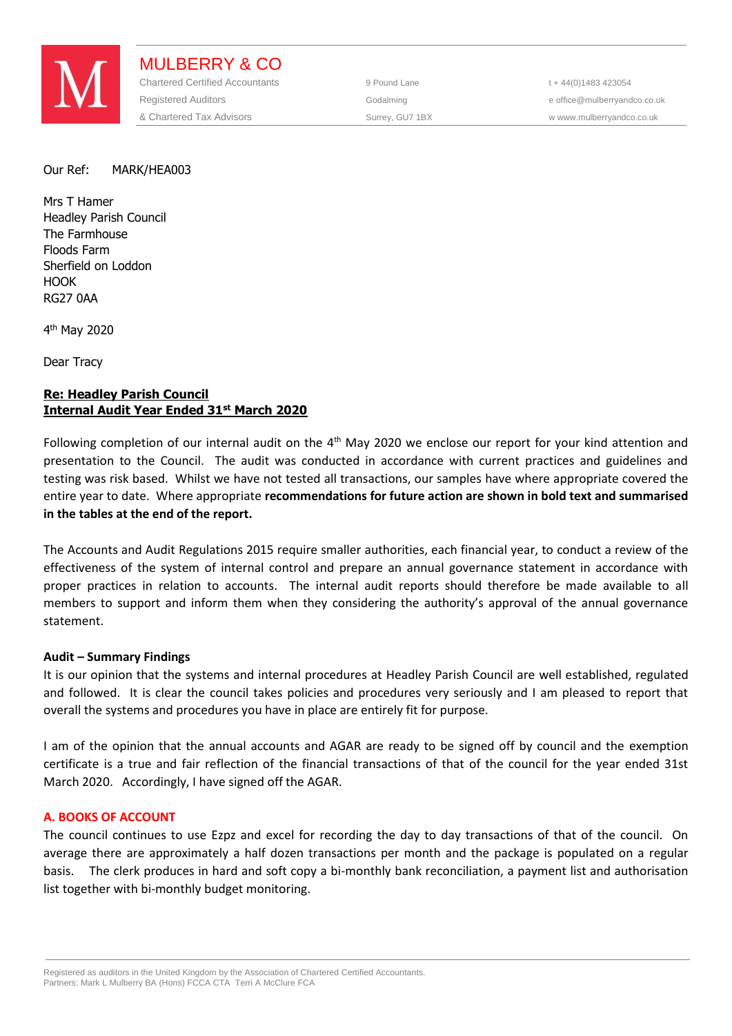# MULBERRY & CO

Chartered Certified Accountants
Registered Auditors
& Chartered Tax Advisors

9 Pound Lane
Godalming
Surrey, GU7 1BX

t + 44(0)1483 423054
e office@mulberryandco.co.uk
w www.mulberryandco.co.uk

Our Ref: MARK/HEA003

Mrs T Hamer
Headley Parish Council
The Farmhouse
Floods Farm
Sherfield on Loddon
HOOK
RG27 0AA

4th May 2020

Dear Tracy

**Re: Headley Parish Council**
**Internal Audit Year Ended 31st March 2020**

Following completion of our internal audit on the 4th May 2020 we enclose our report for your kind attention and presentation to the Council. The audit was conducted in accordance with current practices and guidelines and testing was risk based. Whilst we have not tested all transactions, our samples have where appropriate covered the entire year to date. Where appropriate **recommendations for future action are shown in bold text and summarised in the tables at the end of the report.**

The Accounts and Audit Regulations 2015 require smaller authorities, each financial year, to conduct a review of the effectiveness of the system of internal control and prepare an annual governance statement in accordance with proper practices in relation to accounts. The internal audit reports should therefore be made available to all members to support and inform them when they considering the authority's approval of the annual governance statement.

**Audit – Summary Findings**

It is our opinion that the systems and internal procedures at Headley Parish Council are well established, regulated and followed. It is clear the council takes policies and procedures very seriously and I am pleased to report that overall the systems and procedures you have in place are entirely fit for purpose.

I am of the opinion that the annual accounts and AGAR are ready to be signed off by council and the exemption certificate is a true and fair reflection of the financial transactions of that of the council for the year ended 31st March 2020. Accordingly, I have signed off the AGAR.

## A. BOOKS OF ACCOUNT

The council continues to use Ezpz and excel for recording the day to day transactions of that of the council. On average there are approximately a half dozen transactions per month and the package is populated on a regular basis. The clerk produces in hard and soft copy a bi-monthly bank reconciliation, a payment list and authorisation list together with bi-monthly budget monitoring.

Registered as auditors in the United Kingdom by the Association of Chartered Certified Accountants.
Partners: Mark L Mulberry BA (Hons) FCCA CTA Terri A McClure FCA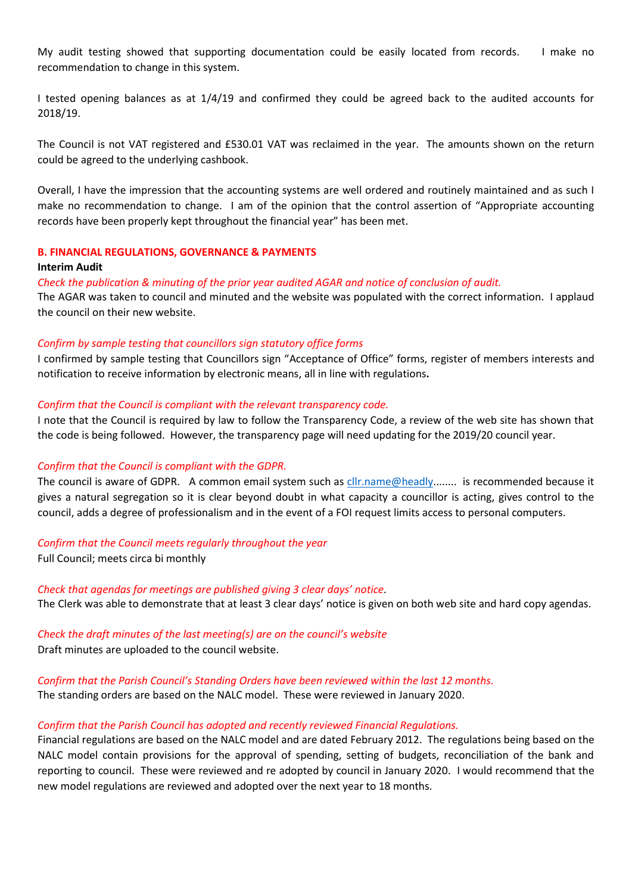My audit testing showed that supporting documentation could be easily located from records. I make no recommendation to change in this system.

I tested opening balances as at 1/4/19 and confirmed they could be agreed back to the audited accounts for 2018/19.

The Council is not VAT registered and £530.01 VAT was reclaimed in the year. The amounts shown on the return could be agreed to the underlying cashbook.

Overall, I have the impression that the accounting systems are well ordered and routinely maintained and as such I make no recommendation to change. I am of the opinion that the control assertion of "Appropriate accounting records have been properly kept throughout the financial year" has been met.

## B. FINANCIAL REGULATIONS, GOVERNANCE & PAYMENTS

**Interim Audit**

*Check the publication & minuting of the prior year audited AGAR and notice of conclusion of audit.*

The AGAR was taken to council and minuted and the website was populated with the correct information. I applaud the council on their new website.

*Confirm by sample testing that councillors sign statutory office forms*

I confirmed by sample testing that Councillors sign "Acceptance of Office" forms, register of members interests and notification to receive information by electronic means, all in line with regulations.

*Confirm that the Council is compliant with the relevant transparency code.*

I note that the Council is required by law to follow the Transparency Code, a review of the web site has shown that the code is being followed. However, the transparency page will need updating for the 2019/20 council year.

*Confirm that the Council is compliant with the GDPR.*

The council is aware of GDPR. A common email system such as cllr.name@headly........ is recommended because it gives a natural segregation so it is clear beyond doubt in what capacity a councillor is acting, gives control to the council, adds a degree of professionalism and in the event of a FOI request limits access to personal computers.

*Confirm that the Council meets regularly throughout the year*

Full Council; meets circa bi monthly

*Check that agendas for meetings are published giving 3 clear days' notice.*

The Clerk was able to demonstrate that at least 3 clear days' notice is given on both web site and hard copy agendas.

*Check the draft minutes of the last meeting(s) are on the council's website*

Draft minutes are uploaded to the council website.

*Confirm that the Parish Council's Standing Orders have been reviewed within the last 12 months.*

The standing orders are based on the NALC model. These were reviewed in January 2020.

*Confirm that the Parish Council has adopted and recently reviewed Financial Regulations.*

Financial regulations are based on the NALC model and are dated February 2012. The regulations being based on the NALC model contain provisions for the approval of spending, setting of budgets, reconciliation of the bank and reporting to council. These were reviewed and re adopted by council in January 2020. I would recommend that the new model regulations are reviewed and adopted over the next year to 18 months.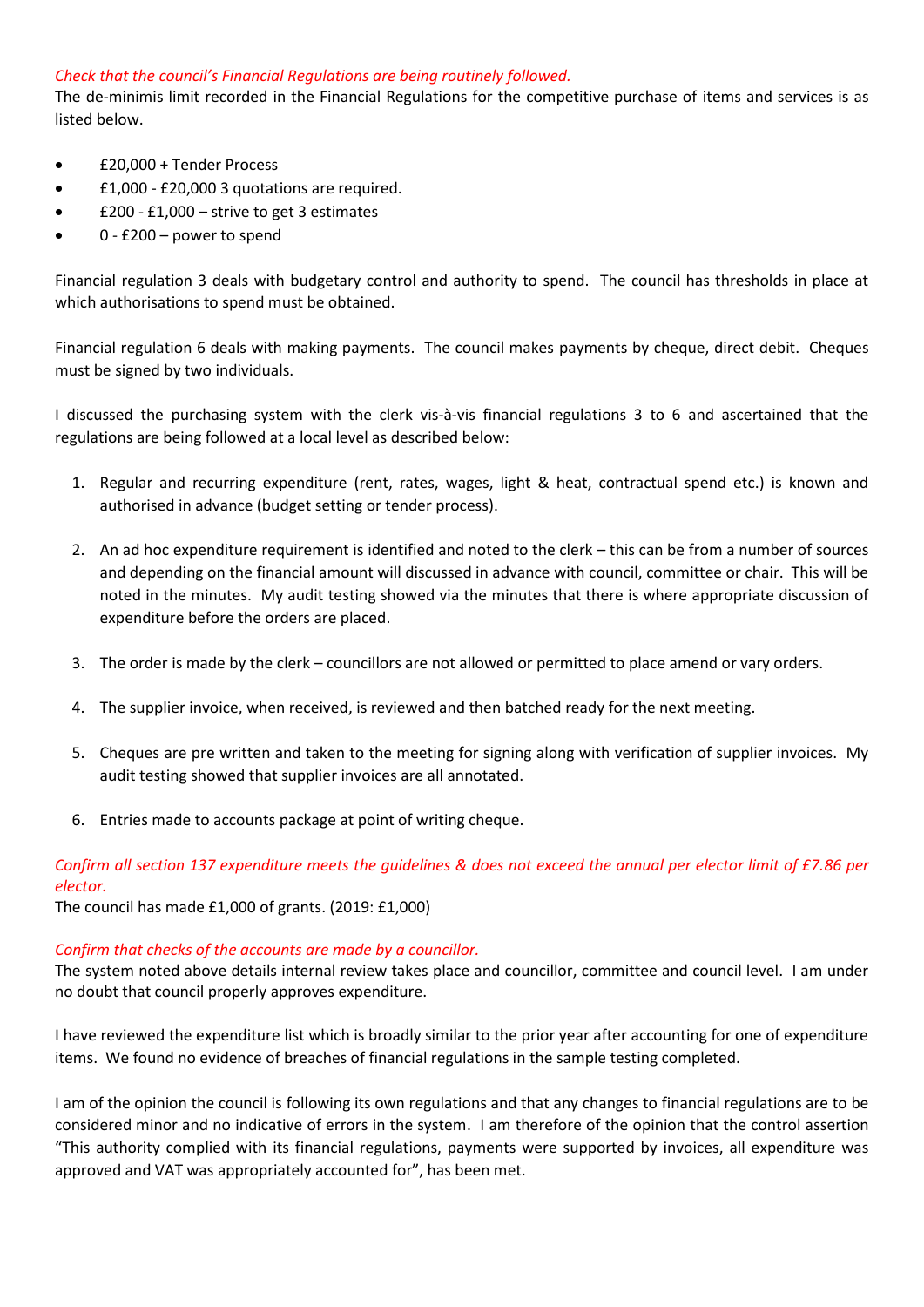*Check that the council's Financial Regulations are being routinely followed.*

The de-minimis limit recorded in the Financial Regulations for the competitive purchase of items and services is as listed below.

- £20,000 + Tender Process
- £1,000 - £20,000 3 quotations are required.
- £200 - £1,000 – strive to get 3 estimates
- 0 - £200 – power to spend

Financial regulation 3 deals with budgetary control and authority to spend. The council has thresholds in place at which authorisations to spend must be obtained.

Financial regulation 6 deals with making payments. The council makes payments by cheque, direct debit. Cheques must be signed by two individuals.

I discussed the purchasing system with the clerk vis-à-vis financial regulations 3 to 6 and ascertained that the regulations are being followed at a local level as described below:

1. Regular and recurring expenditure (rent, rates, wages, light & heat, contractual spend etc.) is known and authorised in advance (budget setting or tender process).

2. An ad hoc expenditure requirement is identified and noted to the clerk – this can be from a number of sources and depending on the financial amount will discussed in advance with council, committee or chair. This will be noted in the minutes. My audit testing showed via the minutes that there is where appropriate discussion of expenditure before the orders are placed.

3. The order is made by the clerk – councillors are not allowed or permitted to place amend or vary orders.

4. The supplier invoice, when received, is reviewed and then batched ready for the next meeting.

5. Cheques are pre written and taken to the meeting for signing along with verification of supplier invoices. My audit testing showed that supplier invoices are all annotated.

6. Entries made to accounts package at point of writing cheque.

*Confirm all section 137 expenditure meets the guidelines & does not exceed the annual per elector limit of £7.86 per elector.*

The council has made £1,000 of grants. (2019: £1,000)

*Confirm that checks of the accounts are made by a councillor.*

The system noted above details internal review takes place and councillor, committee and council level. I am under no doubt that council properly approves expenditure.

I have reviewed the expenditure list which is broadly similar to the prior year after accounting for one of expenditure items. We found no evidence of breaches of financial regulations in the sample testing completed.

I am of the opinion the council is following its own regulations and that any changes to financial regulations are to be considered minor and no indicative of errors in the system. I am therefore of the opinion that the control assertion "This authority complied with its financial regulations, payments were supported by invoices, all expenditure was approved and VAT was appropriately accounted for", has been met.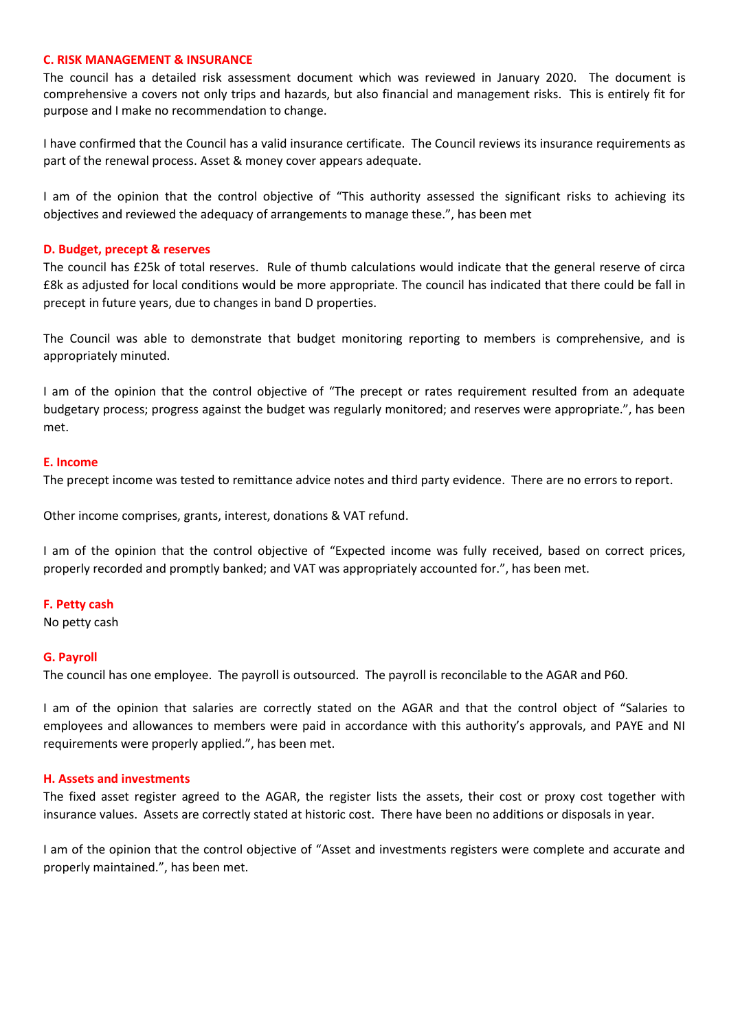### C. RISK MANAGEMENT & INSURANCE

The council has a detailed risk assessment document which was reviewed in January 2020. The document is comprehensive a covers not only trips and hazards, but also financial and management risks. This is entirely fit for purpose and I make no recommendation to change.

I have confirmed that the Council has a valid insurance certificate. The Council reviews its insurance requirements as part of the renewal process. Asset & money cover appears adequate.

I am of the opinion that the control objective of "This authority assessed the significant risks to achieving its objectives and reviewed the adequacy of arrangements to manage these.", has been met

### D. Budget, precept & reserves

The council has £25k of total reserves. Rule of thumb calculations would indicate that the general reserve of circa £8k as adjusted for local conditions would be more appropriate. The council has indicated that there could be fall in precept in future years, due to changes in band D properties.

The Council was able to demonstrate that budget monitoring reporting to members is comprehensive, and is appropriately minuted.

I am of the opinion that the control objective of "The precept or rates requirement resulted from an adequate budgetary process; progress against the budget was regularly monitored; and reserves were appropriate.", has been met.

### E. Income

The precept income was tested to remittance advice notes and third party evidence. There are no errors to report.

Other income comprises, grants, interest, donations & VAT refund.

I am of the opinion that the control objective of "Expected income was fully received, based on correct prices, properly recorded and promptly banked; and VAT was appropriately accounted for.", has been met.

### F. Petty cash

No petty cash

### G. Payroll

The council has one employee. The payroll is outsourced. The payroll is reconcilable to the AGAR and P60.

I am of the opinion that salaries are correctly stated on the AGAR and that the control object of "Salaries to employees and allowances to members were paid in accordance with this authority's approvals, and PAYE and NI requirements were properly applied.", has been met.

### H. Assets and investments

The fixed asset register agreed to the AGAR, the register lists the assets, their cost or proxy cost together with insurance values. Assets are correctly stated at historic cost. There have been no additions or disposals in year.

I am of the opinion that the control objective of "Asset and investments registers were complete and accurate and properly maintained.", has been met.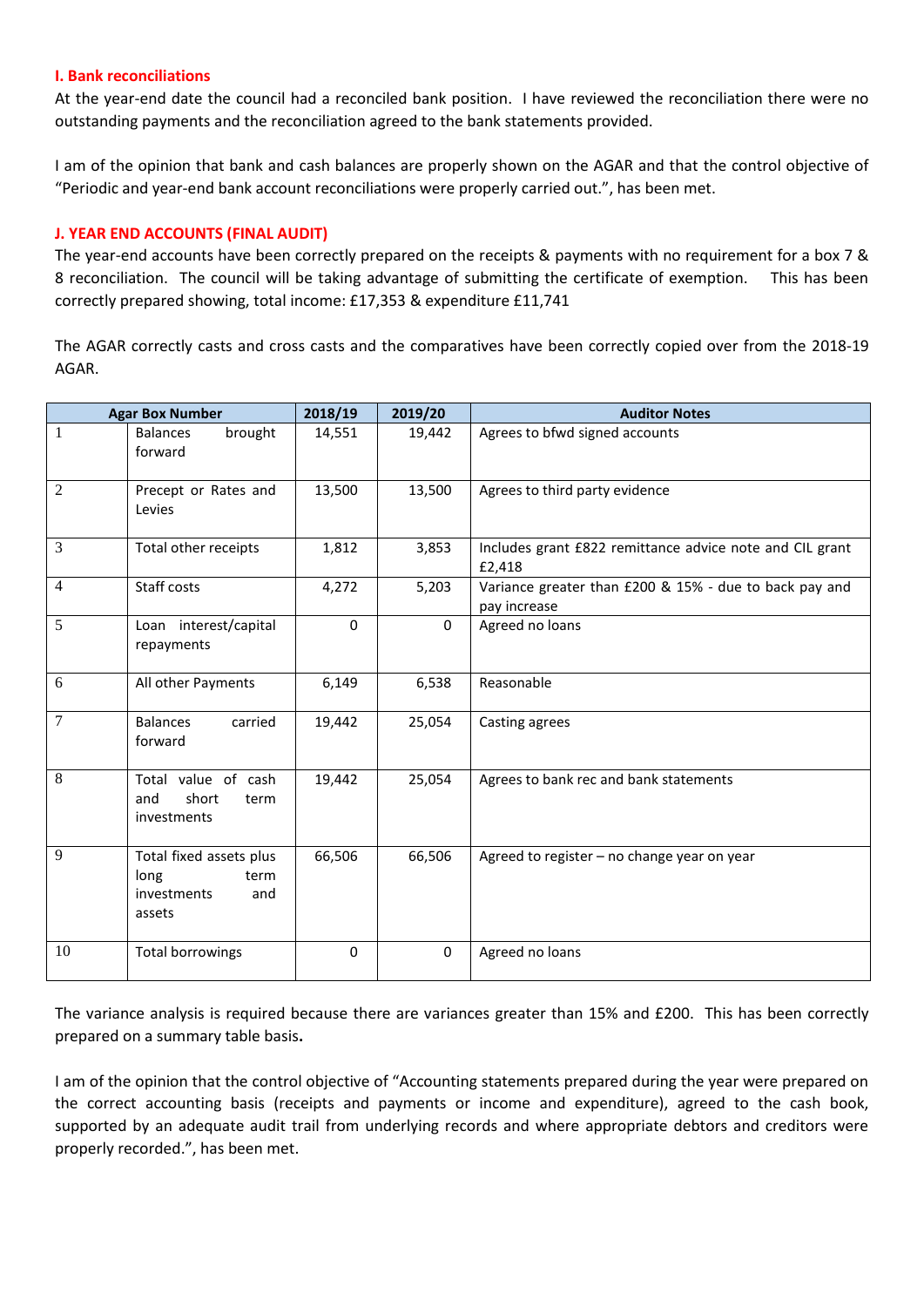## I. Bank reconciliations

At the year-end date the council had a reconciled bank position. I have reviewed the reconciliation there were no outstanding payments and the reconciliation agreed to the bank statements provided.

I am of the opinion that bank and cash balances are properly shown on the AGAR and that the control objective of "Periodic and year-end bank account reconciliations were properly carried out.", has been met.

## J. YEAR END ACCOUNTS (FINAL AUDIT)

The year-end accounts have been correctly prepared on the receipts & payments with no requirement for a box 7 & 8 reconciliation. The council will be taking advantage of submitting the certificate of exemption. This has been correctly prepared showing, total income: £17,353 & expenditure £11,741

The AGAR correctly casts and cross casts and the comparatives have been correctly copied over from the 2018-19 AGAR.

| Agar Box Number | | 2018/19 | 2019/20 | Auditor Notes |
|---|---|---|---|---|
| 1 | Balances brought forward | 14,551 | 19,442 | Agrees to bfwd signed accounts |
| 2 | Precept or Rates and Levies | 13,500 | 13,500 | Agrees to third party evidence |
| 3 | Total other receipts | 1,812 | 3,853 | Includes grant £822 remittance advice note and CIL grant £2,418 |
| 4 | Staff costs | 4,272 | 5,203 | Variance greater than £200 & 15% - due to back pay and pay increase |
| 5 | Loan interest/capital repayments | 0 | 0 | Agreed no loans |
| 6 | All other Payments | 6,149 | 6,538 | Reasonable |
| 7 | Balances carried forward | 19,442 | 25,054 | Casting agrees |
| 8 | Total value of cash and short term investments | 19,442 | 25,054 | Agrees to bank rec and bank statements |
| 9 | Total fixed assets plus long term investments and assets | 66,506 | 66,506 | Agreed to register – no change year on year |
| 10 | Total borrowings | 0 | 0 | Agreed no loans |

The variance analysis is required because there are variances greater than 15% and £200. This has been correctly prepared on a summary table basis**.**

I am of the opinion that the control objective of "Accounting statements prepared during the year were prepared on the correct accounting basis (receipts and payments or income and expenditure), agreed to the cash book, supported by an adequate audit trail from underlying records and where appropriate debtors and creditors were properly recorded.", has been met.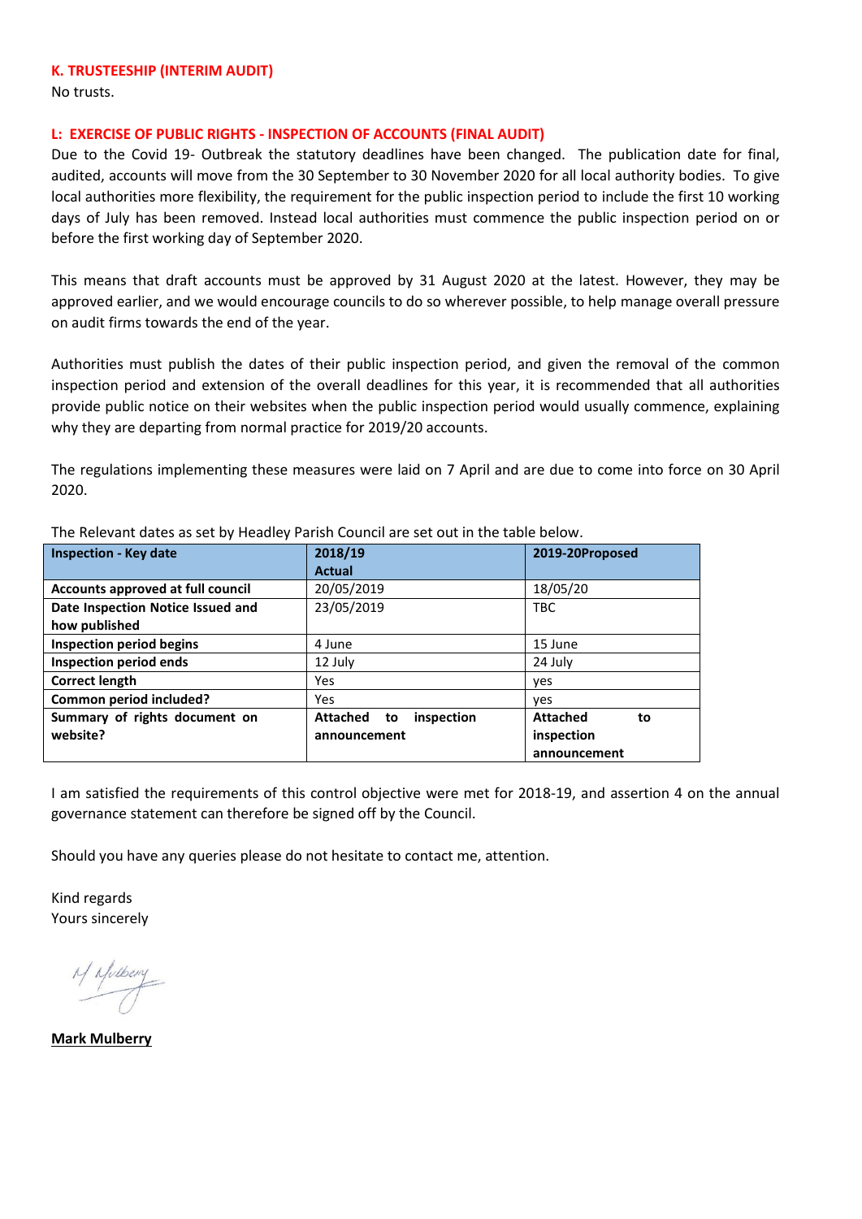**K. TRUSTEESHIP (INTERIM AUDIT)**

No trusts.

**L: EXERCISE OF PUBLIC RIGHTS - INSPECTION OF ACCOUNTS (FINAL AUDIT)**

Due to the Covid 19- Outbreak the statutory deadlines have been changed. The publication date for final, audited, accounts will move from the 30 September to 30 November 2020 for all local authority bodies. To give local authorities more flexibility, the requirement for the public inspection period to include the first 10 working days of July has been removed. Instead local authorities must commence the public inspection period on or before the first working day of September 2020.

This means that draft accounts must be approved by 31 August 2020 at the latest. However, they may be approved earlier, and we would encourage councils to do so wherever possible, to help manage overall pressure on audit firms towards the end of the year.

Authorities must publish the dates of their public inspection period, and given the removal of the common inspection period and extension of the overall deadlines for this year, it is recommended that all authorities provide public notice on their websites when the public inspection period would usually commence, explaining why they are departing from normal practice for 2019/20 accounts.

The regulations implementing these measures were laid on 7 April and are due to come into force on 30 April 2020.

The Relevant dates as set by Headley Parish Council are set out in the table below.

| **Inspection - Key date** | **2018/19 Actual** | **2019-20Proposed** |
|---|---|---|
| **Accounts approved at full council** | 20/05/2019 | 18/05/20 |
| **Date Inspection Notice Issued and how published** | 23/05/2019 | TBC |
| **Inspection period begins** | 4 June | 15 June |
| **Inspection period ends** | 12 July | 24 July |
| **Correct length** | Yes | yes |
| **Common period included?** | Yes | yes |
| **Summary of rights document on website?** | **Attached to inspection announcement** | **Attached to inspection announcement** |

I am satisfied the requirements of this control objective were met for 2018-19, and assertion 4 on the annual governance statement can therefore be signed off by the Council.

Should you have any queries please do not hesitate to contact me, attention.

Kind regards
Yours sincerely

M Mulberry

**Mark Mulberry**